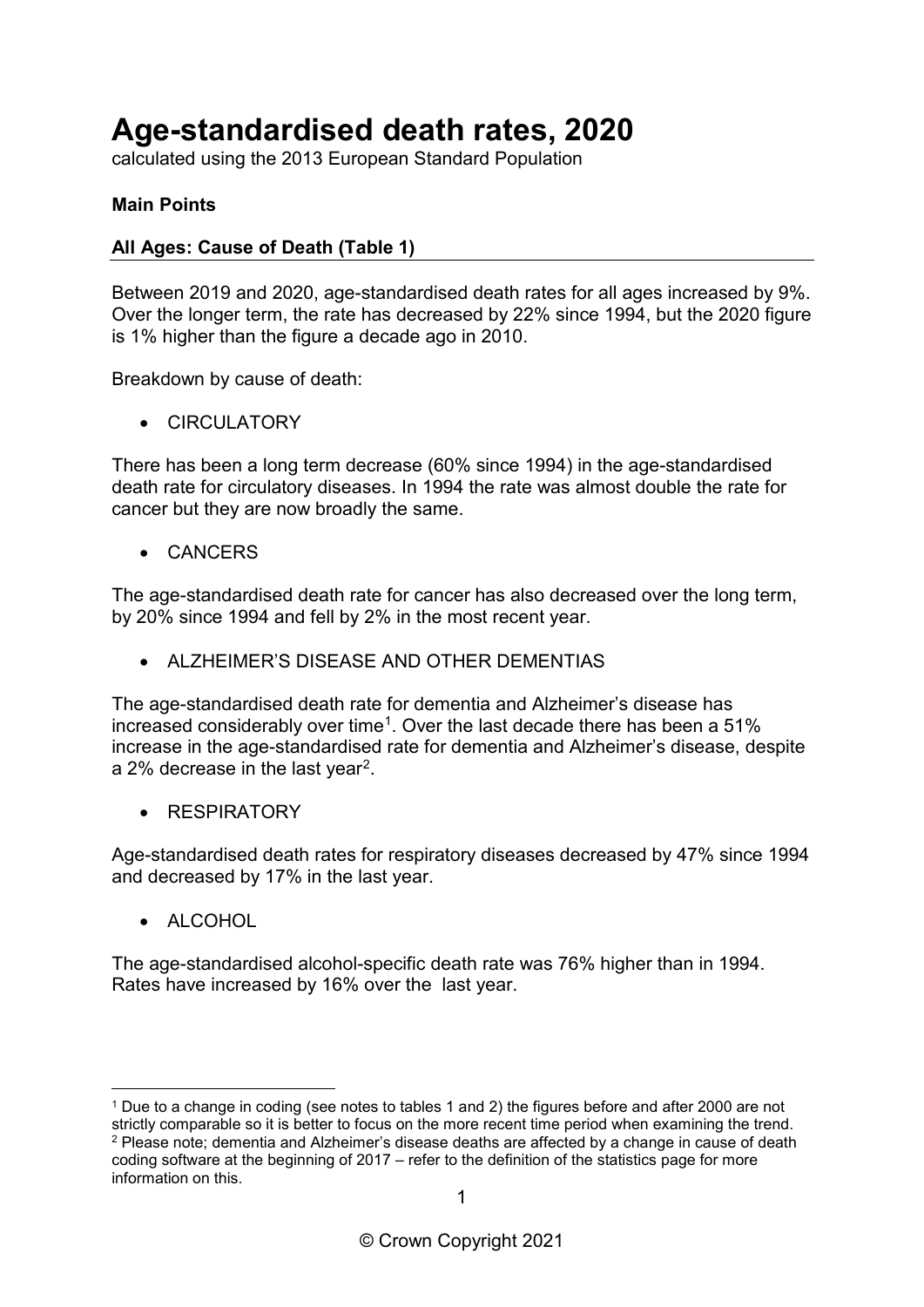# Age-standardised death rates, 2020

calculated using the 2013 European Standard Population

**Main Points**

**All Ages: Cause of Death (Table 1)**

Between 2019 and 2020, age-standardised death rates for all ages increased by 9%. Over the longer term, the rate has decreased by 22% since 1994, but the 2020 figure is 1% higher than the figure a decade ago in 2010.

Breakdown by cause of death:

- CIRCULATORY

There has been a long term decrease (60% since 1994) in the age-standardised death rate for circulatory diseases. In 1994 the rate was almost double the rate for cancer but they are now broadly the same.

- CANCERS

The age-standardised death rate for cancer has also decreased over the long term, by 20% since 1994 and fell by 2% in the most recent year.

- ALZHEIMER'S DISEASE AND OTHER DEMENTIAS

The age-standardised death rate for dementia and Alzheimer's disease has increased considerably over time[1]. Over the last decade there has been a 51% increase in the age-standardised rate for dementia and Alzheimer's disease, despite a 2% decrease in the last year[2].

- RESPIRATORY

Age-standardised death rates for respiratory diseases decreased by 47% since 1994 and decreased by 17% in the last year.

- ALCOHOL

The age-standardised alcohol-specific death rate was 76% higher than in 1994. Rates have increased by 16% over the last year.

[1] Due to a change in coding (see notes to tables 1 and 2) the figures before and after 2000 are not strictly comparable so it is better to focus on the more recent time period when examining the trend.

[2] Please note; dementia and Alzheimer's disease deaths are affected by a change in cause of death coding software at the beginning of 2017 – refer to the definition of the statistics page for more information on this.

© Crown Copyright 2021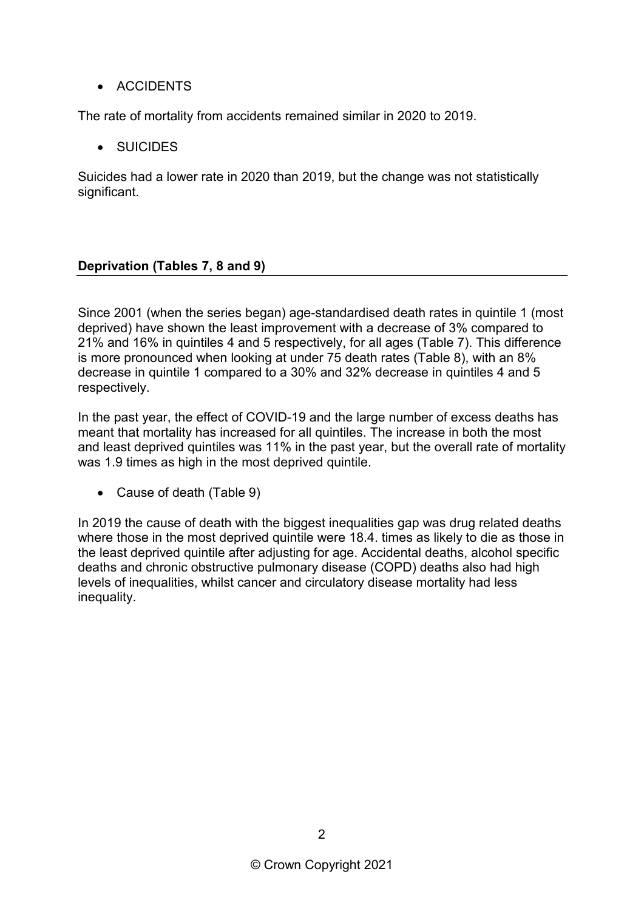- ACCIDENTS

The rate of mortality from accidents remained similar in 2020 to 2019.

- SUICIDES

Suicides had a lower rate in 2020 than 2019, but the change was not statistically significant.

## Deprivation (Tables 7, 8 and 9)

Since 2001 (when the series began) age-standardised death rates in quintile 1 (most deprived) have shown the least improvement with a decrease of 3% compared to 21% and 16% in quintiles 4 and 5 respectively, for all ages (Table 7). This difference is more pronounced when looking at under 75 death rates (Table 8), with an 8% decrease in quintile 1 compared to a 30% and 32% decrease in quintiles 4 and 5 respectively.

In the past year, the effect of COVID-19 and the large number of excess deaths has meant that mortality has increased for all quintiles. The increase in both the most and least deprived quintiles was 11% in the past year, but the overall rate of mortality was 1.9 times as high in the most deprived quintile.

- Cause of death (Table 9)

In 2019 the cause of death with the biggest inequalities gap was drug related deaths where those in the most deprived quintile were 18.4. times as likely to die as those in the least deprived quintile after adjusting for age. Accidental deaths, alcohol specific deaths and chronic obstructive pulmonary disease (COPD) deaths also had high levels of inequalities, whilst cancer and circulatory disease mortality had less inequality.

© Crown Copyright 2021